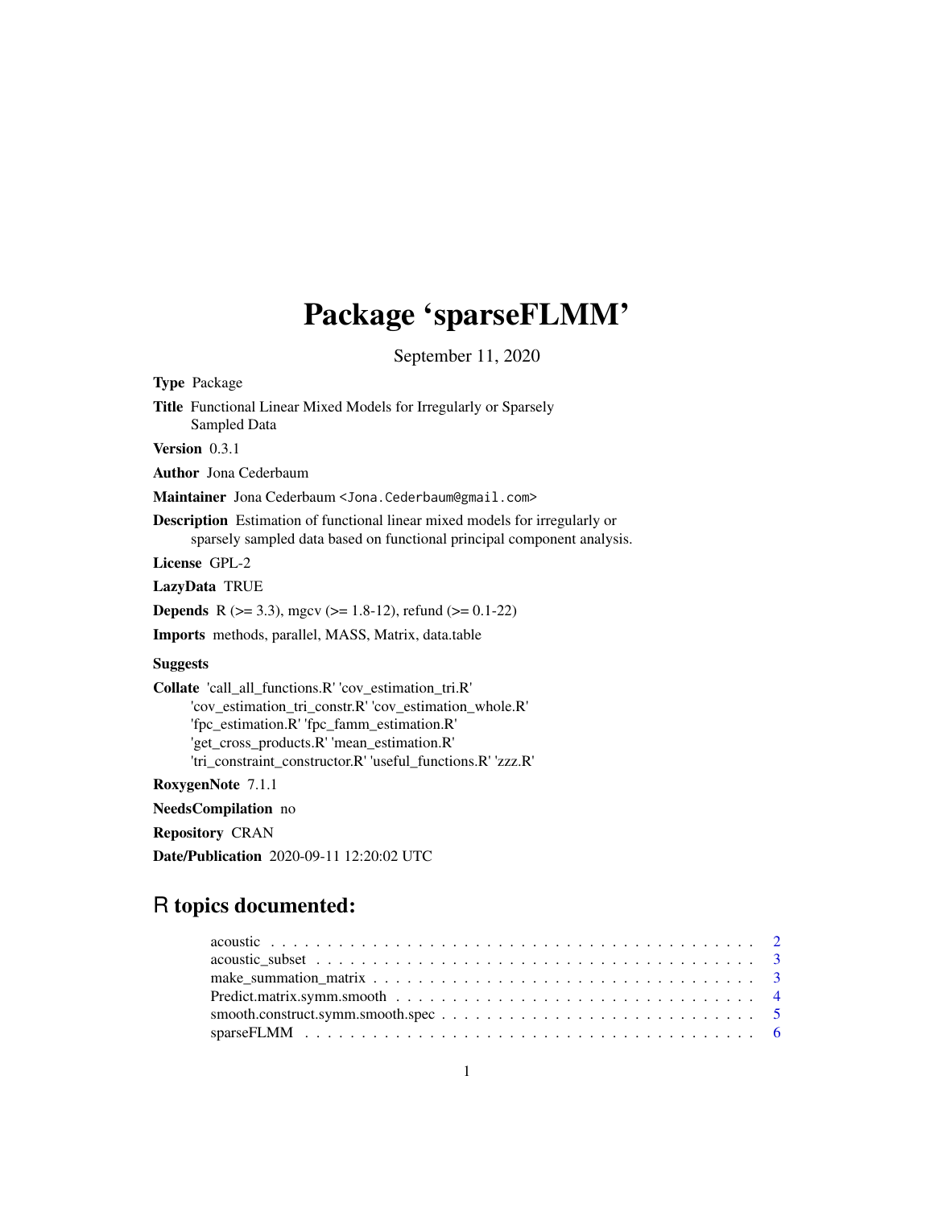# Package 'sparseFLMM'

September 11, 2020

**Type** Package

**Title** Functional Linear Mixed Models for Irregularly or Sparsely Sampled Data

**Version** 0.3.1

**Author** Jona Cederbaum

**Maintainer** Jona Cederbaum <Jona.Cederbaum@gmail.com>

**Description** Estimation of functional linear mixed models for irregularly or sparsely sampled data based on functional principal component analysis.

**License** GPL-2

**LazyData** TRUE

**Depends** R (>= 3.3), mgcv (>= 1.8-12), refund (>= 0.1-22)

**Imports** methods, parallel, MASS, Matrix, data.table

**Suggests**

**Collate** 'call_all_functions.R' 'cov_estimation_tri.R' 'cov_estimation_tri_constr.R' 'cov_estimation_whole.R' 'fpc_estimation.R' 'fpc_famm_estimation.R' 'get_cross_products.R' 'mean_estimation.R' 'tri_constraint_constructor.R' 'useful_functions.R' 'zzz.R'

**RoxygenNote** 7.1.1

**NeedsCompilation** no

**Repository** CRAN

**Date/Publication** 2020-09-11 12:20:02 UTC

## R topics documented:

- acoustic . . . . . . . . . . . . . . . . . . . . . . . . . . . . . . . . . . . . . . . . . . 2
- acoustic_subset . . . . . . . . . . . . . . . . . . . . . . . . . . . . . . . . . . . . . . 3
- make_summation_matrix . . . . . . . . . . . . . . . . . . . . . . . . . . . . . . . . . 3
- Predict.matrix.symm.smooth . . . . . . . . . . . . . . . . . . . . . . . . . . . . . . . 4
- smooth.construct.symm.smooth.spec . . . . . . . . . . . . . . . . . . . . . . . . . . . 5
- sparseFLMM . . . . . . . . . . . . . . . . . . . . . . . . . . . . . . . . . . . . . . . . 6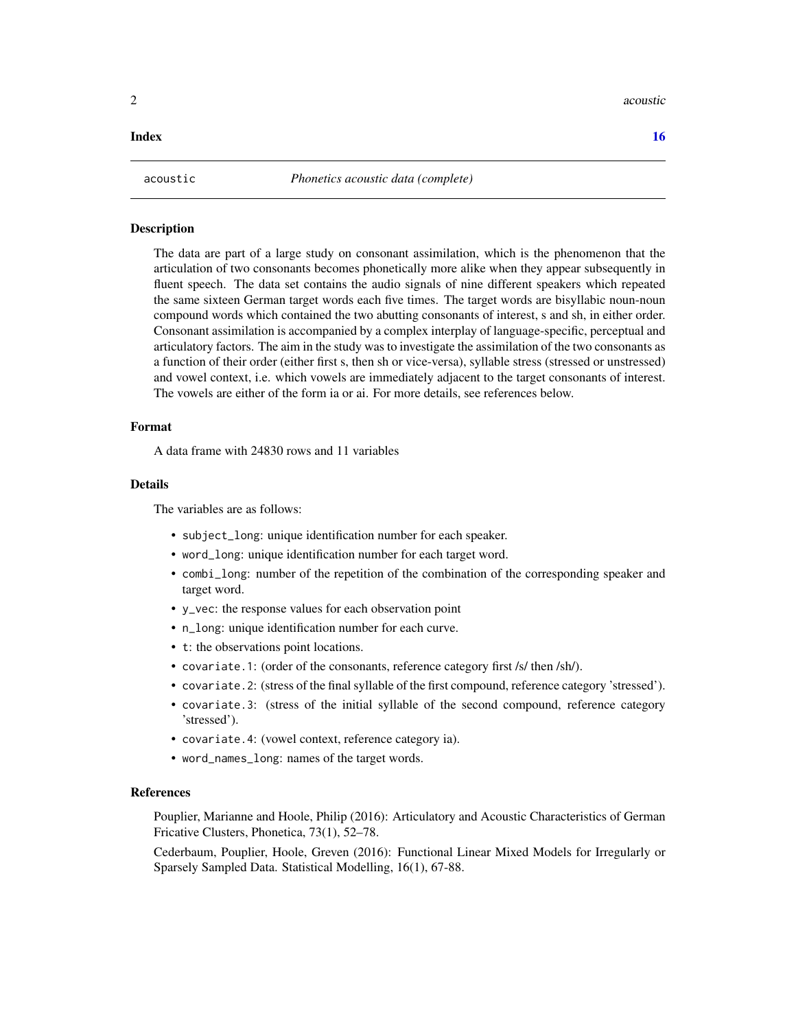**Index** **16**

---

`acoustic` *Phonetics acoustic data (complete)*

---

### Description

The data are part of a large study on consonant assimilation, which is the phenomenon that the articulation of two consonants becomes phonetically more alike when they appear subsequently in fluent speech. The data set contains the audio signals of nine different speakers which repeated the same sixteen German target words each five times. The target words are bisyllabic noun-noun compound words which contained the two abutting consonants of interest, s and sh, in either order. Consonant assimilation is accompanied by a complex interplay of language-specific, perceptual and articulatory factors. The aim in the study was to investigate the assimilation of the two consonants as a function of their order (either first s, then sh or vice-versa), syllable stress (stressed or unstressed) and vowel context, i.e. which vowels are immediately adjacent to the target consonants of interest. The vowels are either of the form ia or ai. For more details, see references below.

### Format

A data frame with 24830 rows and 11 variables

### Details

The variables are as follows:

- `subject_long`: unique identification number for each speaker.
- `word_long`: unique identification number for each target word.
- `combi_long`: number of the repetition of the combination of the corresponding speaker and target word.
- `y_vec`: the response values for each observation point
- `n_long`: unique identification number for each curve.
- `t`: the observations point locations.
- `covariate.1`: (order of the consonants, reference category first /s/ then /sh/).
- `covariate.2`: (stress of the final syllable of the first compound, reference category 'stressed').
- `covariate.3`: (stress of the initial syllable of the second compound, reference category 'stressed').
- `covariate.4`: (vowel context, reference category ia).
- `word_names_long`: names of the target words.

### References

Pouplier, Marianne and Hoole, Philip (2016): Articulatory and Acoustic Characteristics of German Fricative Clusters, Phonetica, 73(1), 52–78.

Cederbaum, Pouplier, Hoole, Greven (2016): Functional Linear Mixed Models for Irregularly or Sparsely Sampled Data. Statistical Modelling, 16(1), 67-88.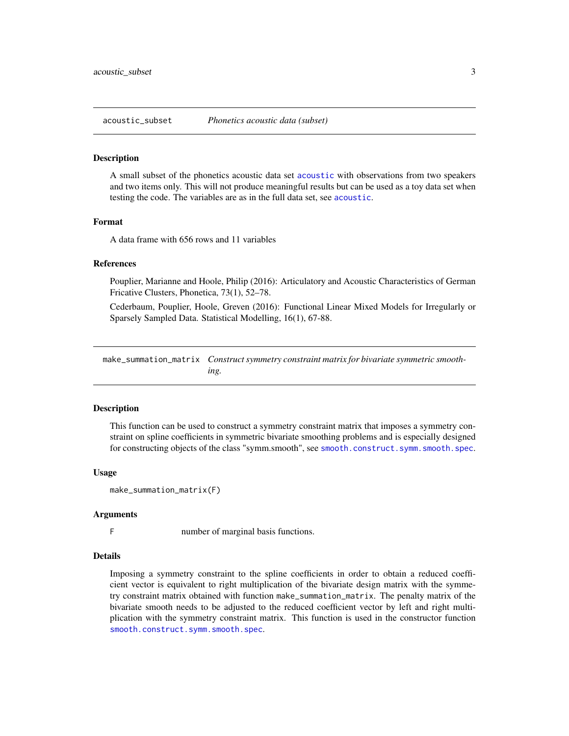## acoustic_subset — *Phonetics acoustic data (subset)*

### Description

A small subset of the phonetics acoustic data set `acoustic` with observations from two speakers and two items only. This will not produce meaningful results but can be used as a toy data set when testing the code. The variables are as in the full data set, see `acoustic`.

### Format

A data frame with 656 rows and 11 variables

### References

Pouplier, Marianne and Hoole, Philip (2016): Articulatory and Acoustic Characteristics of German Fricative Clusters, Phonetica, 73(1), 52–78.

Cederbaum, Pouplier, Hoole, Greven (2016): Functional Linear Mixed Models for Irregularly or Sparsely Sampled Data. Statistical Modelling, 16(1), 67-88.

## make_summation_matrix — *Construct symmetry constraint matrix for bivariate symmetric smoothing.*

### Description

This function can be used to construct a symmetry constraint matrix that imposes a symmetry constraint on spline coefficients in symmetric bivariate smoothing problems and is especially designed for constructing objects of the class "symm.smooth", see `smooth.construct.symm.smooth.spec`.

### Usage

```
make_summation_matrix(F)
```

### Arguments

| | |
|---|---|
| F | number of marginal basis functions. |

### Details

Imposing a symmetry constraint to the spline coefficients in order to obtain a reduced coefficient vector is equivalent to right multiplication of the bivariate design matrix with the symmetry constraint matrix obtained with function `make_summation_matrix`. The penalty matrix of the bivariate smooth needs to be adjusted to the reduced coefficient vector by left and right multiplication with the symmetry constraint matrix. This function is used in the constructor function `smooth.construct.symm.smooth.spec`.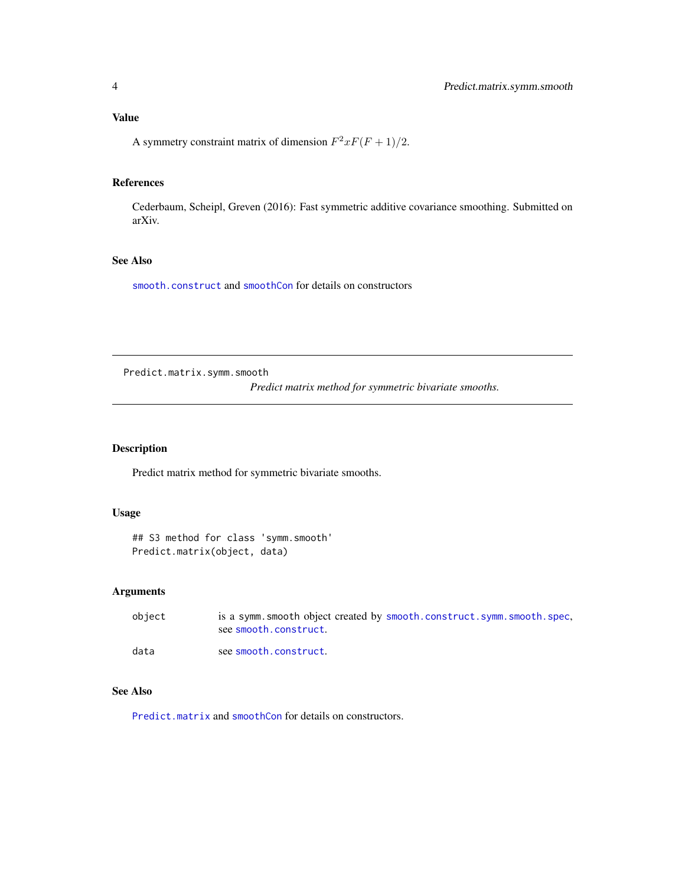## Value

A symmetry constraint matrix of dimension $F^2xF(F+1)/2$.

## References

Cederbaum, Scheipl, Greven (2016): Fast symmetric additive covariance smoothing. Submitted on arXiv.

## See Also

`smooth.construct` and `smoothCon` for details on constructors

---

# Predict.matrix.symm.smooth

*Predict matrix method for symmetric bivariate smooths.*

---

## Description

Predict matrix method for symmetric bivariate smooths.

## Usage

```
## S3 method for class 'symm.smooth'
Predict.matrix(object, data)
```

## Arguments

| | |
|---|---|
| `object` | is a `symm.smooth` object created by `smooth.construct.symm.smooth.spec`, see `smooth.construct`. |
| `data` | see `smooth.construct`. |

## See Also

`Predict.matrix` and `smoothCon` for details on constructors.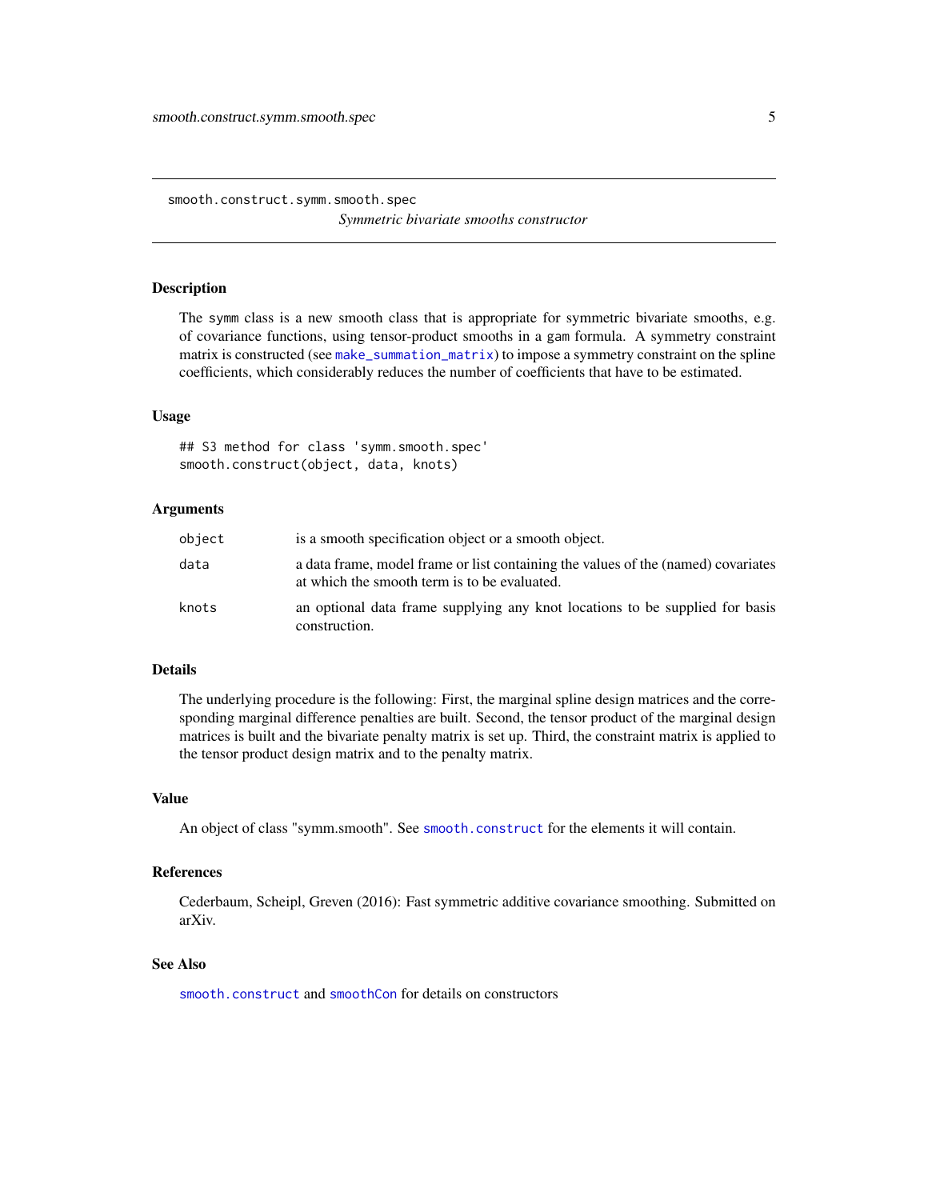smooth.construct.symm.smooth.spec

*Symmetric bivariate smooths constructor*

## Description

The symm class is a new smooth class that is appropriate for symmetric bivariate smooths, e.g. of covariance functions, using tensor-product smooths in a gam formula. A symmetry constraint matrix is constructed (see make_summation_matrix) to impose a symmetry constraint on the spline coefficients, which considerably reduces the number of coefficients that have to be estimated.

## Usage

```
## S3 method for class 'symm.smooth.spec'
smooth.construct(object, data, knots)
```

## Arguments

| | |
|---|---|
| object | is a smooth specification object or a smooth object. |
| data | a data frame, model frame or list containing the values of the (named) covariates at which the smooth term is to be evaluated. |
| knots | an optional data frame supplying any knot locations to be supplied for basis construction. |

## Details

The underlying procedure is the following: First, the marginal spline design matrices and the corresponding marginal difference penalties are built. Second, the tensor product of the marginal design matrices is built and the bivariate penalty matrix is set up. Third, the constraint matrix is applied to the tensor product design matrix and to the penalty matrix.

## Value

An object of class "symm.smooth". See smooth.construct for the elements it will contain.

## References

Cederbaum, Scheipl, Greven (2016): Fast symmetric additive covariance smoothing. Submitted on arXiv.

## See Also

smooth.construct and smoothCon for details on constructors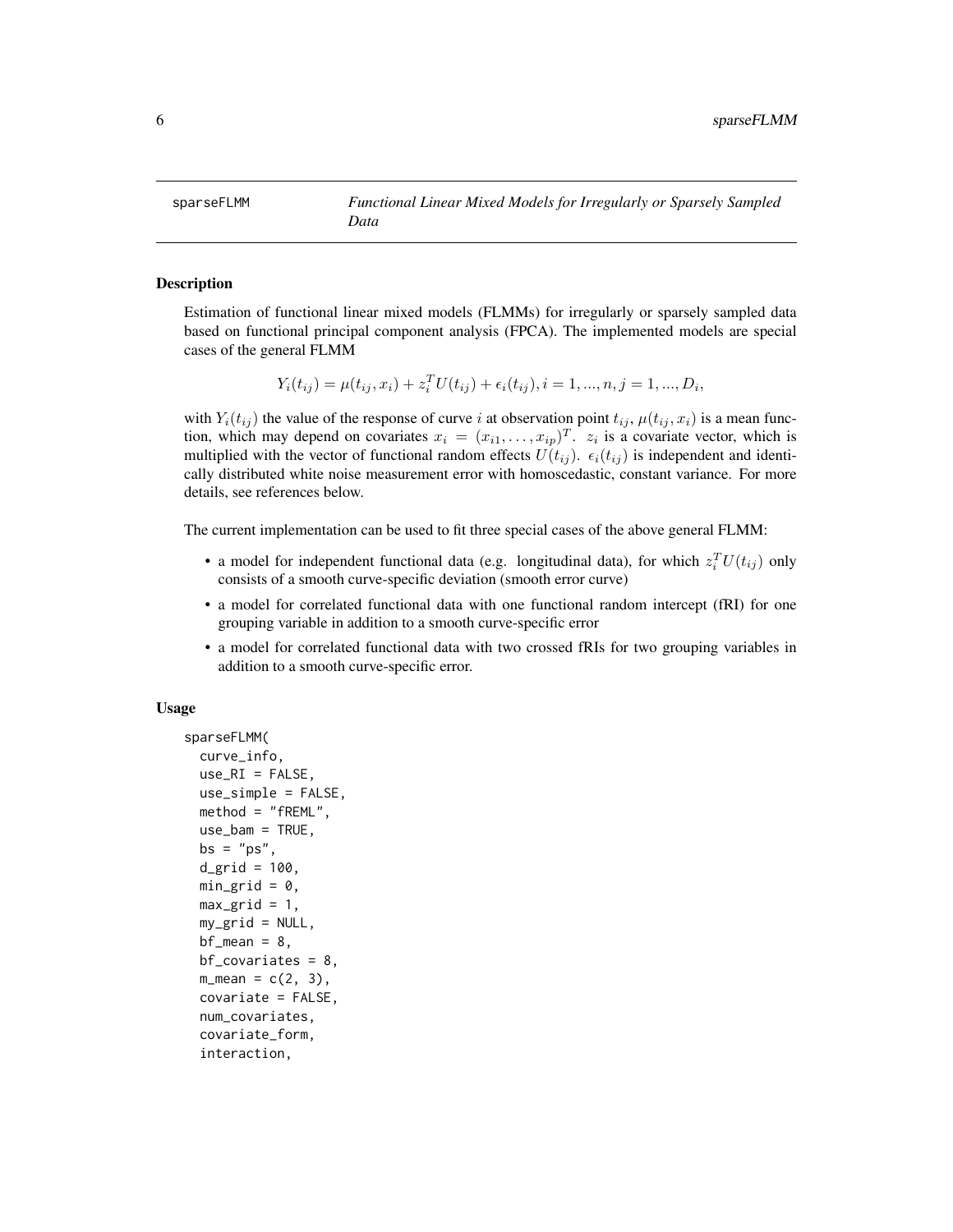`sparseFLMM` *Functional Linear Mixed Models for Irregularly or Sparsely Sampled Data*

## Description

Estimation of functional linear mixed models (FLMMs) for irregularly or sparsely sampled data based on functional principal component analysis (FPCA). The implemented models are special cases of the general FLMM

$$Y_i(t_{ij}) = \mu(t_{ij}, x_i) + z_i^T U(t_{ij}) + \epsilon_i(t_{ij}), i = 1, ..., n, j = 1, ..., D_i,$$

with $Y_i(t_{ij})$ the value of the response of curve $i$ at observation point $t_{ij}$, $\mu(t_{ij}, x_i)$ is a mean function, which may depend on covariates $x_i = (x_{i1}, \ldots, x_{ip})^T$. $z_i$ is a covariate vector, which is multiplied with the vector of functional random effects $U(t_{ij})$. $\epsilon_i(t_{ij})$ is independent and identically distributed white noise measurement error with homoscedastic, constant variance. For more details, see references below.

The current implementation can be used to fit three special cases of the above general FLMM:

- a model for independent functional data (e.g. longitudinal data), for which $z_i^T U(t_{ij})$ only consists of a smooth curve-specific deviation (smooth error curve)
- a model for correlated functional data with one functional random intercept (fRI) for one grouping variable in addition to a smooth curve-specific error
- a model for correlated functional data with two crossed fRIs for two grouping variables in addition to a smooth curve-specific error.

## Usage

```
sparseFLMM(
  curve_info,
  use_RI = FALSE,
  use_simple = FALSE,
  method = "fREML",
  use_bam = TRUE,
  bs = "ps",
  d_grid = 100,
  min_grid = 0,
  max_grid = 1,
  my_grid = NULL,
  bf_mean = 8,
  bf_covariates = 8,
  m_mean = c(2, 3),
  covariate = FALSE,
  num_covariates,
  covariate_form,
  interaction,
```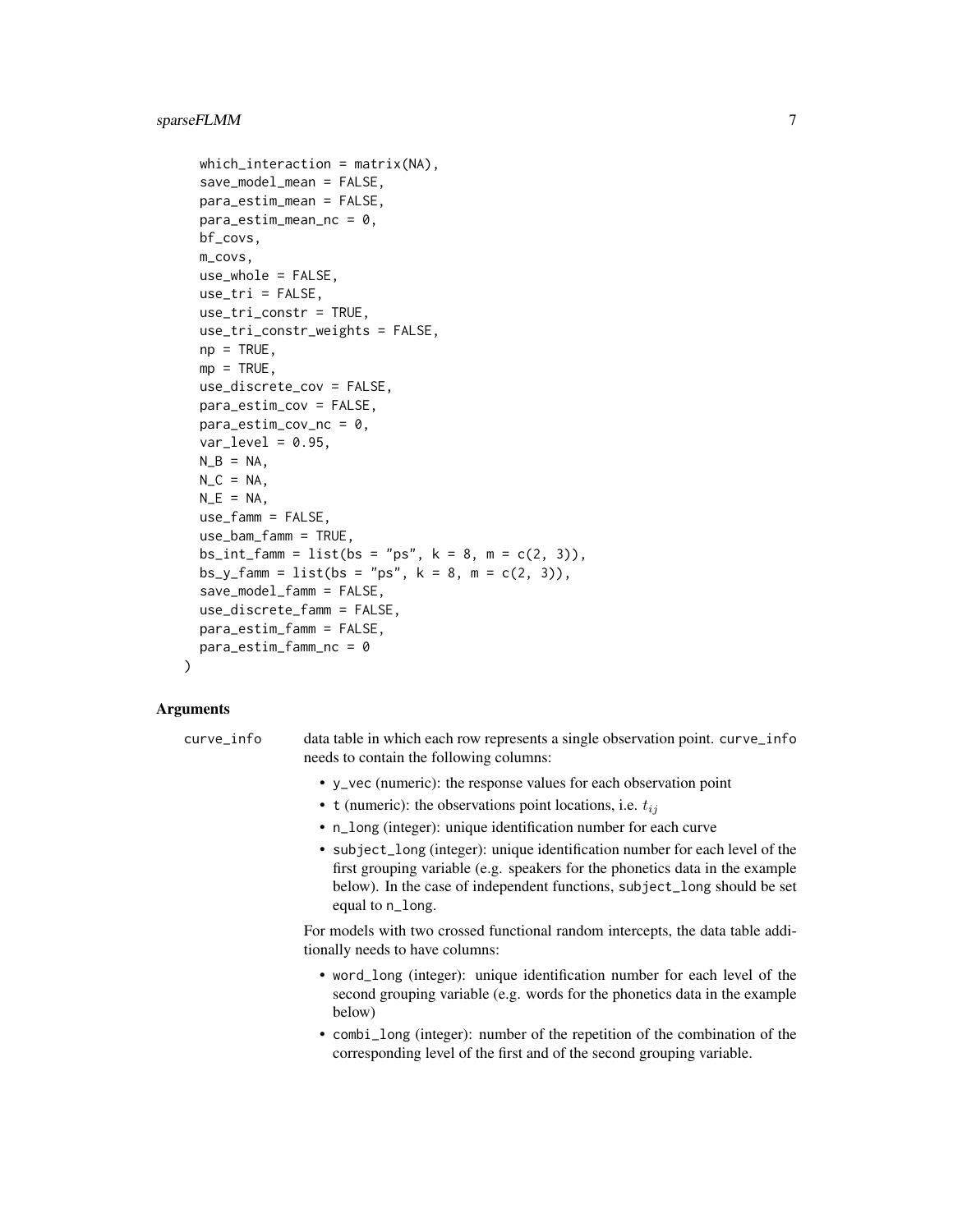```
  which_interaction = matrix(NA),
  save_model_mean = FALSE,
  para_estim_mean = FALSE,
  para_estim_mean_nc = 0,
  bf_covs,
  m_covs,
  use_whole = FALSE,
  use_tri = FALSE,
  use_tri_constr = TRUE,
  use_tri_constr_weights = FALSE,
  np = TRUE,
  mp = TRUE,
  use_discrete_cov = FALSE,
  para_estim_cov = FALSE,
  para_estim_cov_nc = 0,
  var_level = 0.95,
  N_B = NA,
  N_C = NA,
  N_E = NA,
  use_famm = FALSE,
  use_bam_famm = TRUE,
  bs_int_famm = list(bs = "ps", k = 8, m = c(2, 3)),
  bs_y_famm = list(bs = "ps", k = 8, m = c(2, 3)),
  save_model_famm = FALSE,
  use_discrete_famm = FALSE,
  para_estim_famm = FALSE,
  para_estim_famm_nc = 0
)
```

## Arguments

**curve_info** data table in which each row represents a single observation point. curve_info needs to contain the following columns:

- y_vec (numeric): the response values for each observation point
- t (numeric): the observations point locations, i.e. $t_{ij}$
- n_long (integer): unique identification number for each curve
- subject_long (integer): unique identification number for each level of the first grouping variable (e.g. speakers for the phonetics data in the example below). In the case of independent functions, subject_long should be set equal to n_long.

For models with two crossed functional random intercepts, the data table additionally needs to have columns:

- word_long (integer): unique identification number for each level of the second grouping variable (e.g. words for the phonetics data in the example below)
- combi_long (integer): number of the repetition of the combination of the corresponding level of the first and of the second grouping variable.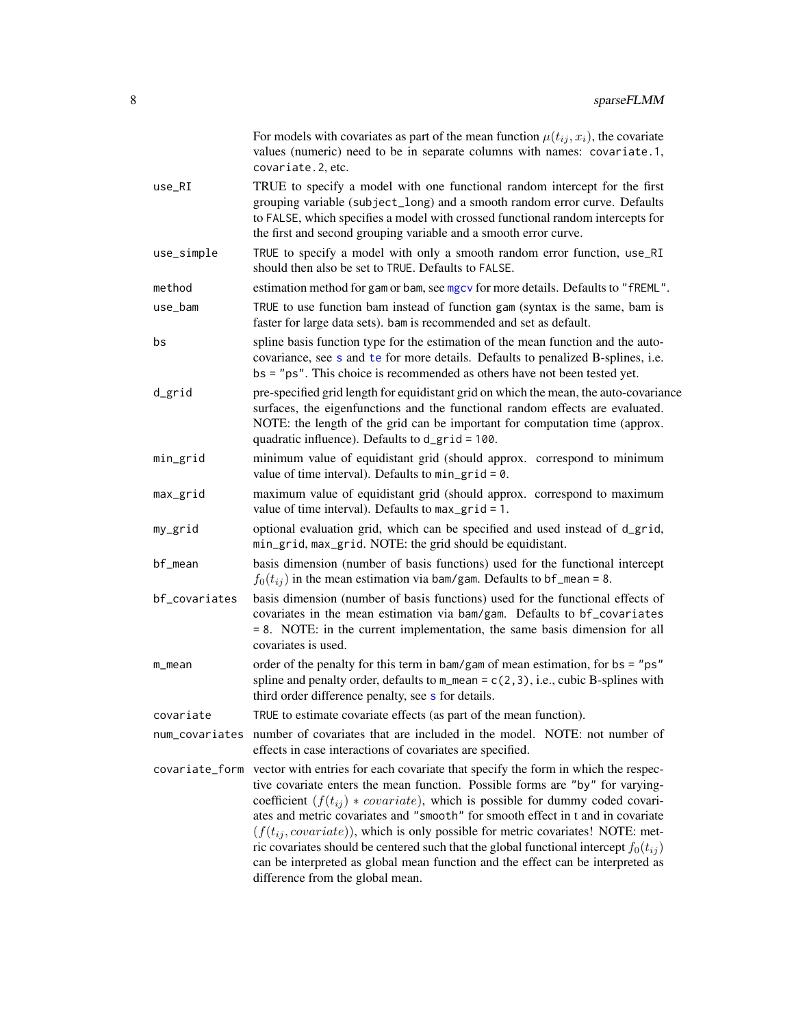For models with covariates as part of the mean function $\mu(t_{ij}, x_i)$, the covariate values (numeric) need to be in separate columns with names: `covariate.1`, `covariate.2`, etc.

| | |
|---|---|
| `use_RI` | TRUE to specify a model with one functional random intercept for the first grouping variable (`subject_long`) and a smooth random error curve. Defaults to `FALSE`, which specifies a model with crossed functional random intercepts for the first and second grouping variable and a smooth error curve. |
| `use_simple` | TRUE to specify a model with only a smooth random error function, `use_RI` should then also be set to `TRUE`. Defaults to `FALSE`. |
| `method` | estimation method for `gam` or `bam`, see `mgcv` for more details. Defaults to `"fREML"`. |
| `use_bam` | `TRUE` to use function `bam` instead of function `gam` (syntax is the same, `bam` is faster for large data sets). `bam` is recommended and set as default. |
| `bs` | spline basis function type for the estimation of the mean function and the auto-covariance, see `s` and `te` for more details. Defaults to penalized B-splines, i.e. `bs = "ps"`. This choice is recommended as others have not been tested yet. |
| `d_grid` | pre-specified grid length for equidistant grid on which the mean, the auto-covariance surfaces, the eigenfunctions and the functional random effects are evaluated. NOTE: the length of the grid can be important for computation time (approx. quadratic influence). Defaults to `d_grid = 100`. |
| `min_grid` | minimum value of equidistant grid (should approx. correspond to minimum value of time interval). Defaults to `min_grid = 0`. |
| `max_grid` | maximum value of equidistant grid (should approx. correspond to maximum value of time interval). Defaults to `max_grid = 1`. |
| `my_grid` | optional evaluation grid, which can be specified and used instead of `d_grid`, `min_grid`, `max_grid`. NOTE: the grid should be equidistant. |
| `bf_mean` | basis dimension (number of basis functions) used for the functional intercept $f_0(t_{ij})$ in the mean estimation via `bam`/`gam`. Defaults to `bf_mean = 8`. |
| `bf_covariates` | basis dimension (number of basis functions) used for the functional effects of covariates in the mean estimation via `bam`/`gam`. Defaults to `bf_covariates = 8`. NOTE: in the current implementation, the same basis dimension for all covariates is used. |
| `m_mean` | order of the penalty for this term in `bam`/`gam` of mean estimation, for `bs = "ps"` spline and penalty order, defaults to `m_mean = c(2,3)`, i.e., cubic B-splines with third order difference penalty, see `s` for details. |
| `covariate` | `TRUE` to estimate covariate effects (as part of the mean function). |
| `num_covariates` | number of covariates that are included in the model. NOTE: not number of effects in case interactions of covariates are specified. |
| `covariate_form` | vector with entries for each covariate that specify the form in which the respective covariate enters the mean function. Possible forms are `"by"` for varying-coefficient ($f(t_{ij}) * covariate$), which is possible for dummy coded covariates and metric covariates and `"smooth"` for smooth effect in t and in covariate ($f(t_{ij}, covariate)$), which is only possible for metric covariates! NOTE: metric covariates should be centered such that the global functional intercept $f_0(t_{ij})$ can be interpreted as global mean function and the effect can be interpreted as difference from the global mean. |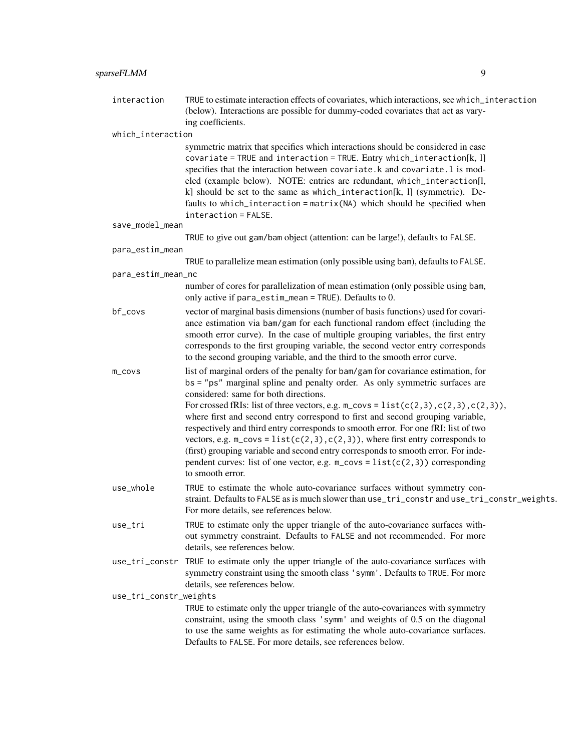`interaction`
: TRUE to estimate interaction effects of covariates, which interactions, see `which_interaction` (below). Interactions are possible for dummy-coded covariates that act as varying coefficients.

`which_interaction`
: symmetric matrix that specifies which interactions should be considered in case `covariate = TRUE` and `interaction = TRUE`. Entry `which_interaction[k, l]` specifies that the interaction between `covariate.k` and `covariate.l` is modeled (example below). NOTE: entries are redundant, `which_interaction[l, k]` should be set to the same as `which_interaction[k, l]` (symmetric). Defaults to `which_interaction = matrix(NA)` which should be specified when `interaction = FALSE`.

`save_model_mean`
: TRUE to give out gam/bam object (attention: can be large!), defaults to FALSE.

`para_estim_mean`
: TRUE to parallelize mean estimation (only possible using bam), defaults to FALSE.

`para_estim_mean_nc`
: number of cores for parallelization of mean estimation (only possible using bam, only active if `para_estim_mean = TRUE`). Defaults to 0.

`bf_covs`
: vector of marginal basis dimensions (number of basis functions) used for covariance estimation via bam/gam for each functional random effect (including the smooth error curve). In the case of multiple grouping variables, the first entry corresponds to the first grouping variable, the second vector entry corresponds to the second grouping variable, and the third to the smooth error curve.

`m_covs`
: list of marginal orders of the penalty for bam/gam for covariance estimation, for `bs = "ps"` marginal spline and penalty order. As only symmetric surfaces are considered: same for both directions.
  For crossed fRIs: list of three vectors, e.g. `m_covs = list(c(2,3),c(2,3),c(2,3))`, where first and second entry correspond to first and second grouping variable, respectively and third entry corresponds to smooth error. For one fRI: list of two vectors, e.g. `m_covs = list(c(2,3),c(2,3))`, where first entry corresponds to (first) grouping variable and second entry corresponds to smooth error. For independent curves: list of one vector, e.g. `m_covs = list(c(2,3))` corresponding to smooth error.

`use_whole`
: TRUE to estimate the whole auto-covariance surfaces without symmetry constraint. Defaults to FALSE as is much slower than `use_tri_constr` and `use_tri_constr_weights`. For more details, see references below.

`use_tri`
: TRUE to estimate only the upper triangle of the auto-covariance surfaces without symmetry constraint. Defaults to FALSE and not recommended. For more details, see references below.

`use_tri_constr`
: TRUE to estimate only the upper triangle of the auto-covariance surfaces with symmetry constraint using the smooth class `'symm'`. Defaults to TRUE. For more details, see references below.

`use_tri_constr_weights`
: TRUE to estimate only the upper triangle of the auto-covariances with symmetry constraint, using the smooth class `'symm'` and weights of 0.5 on the diagonal to use the same weights as for estimating the whole auto-covariance surfaces. Defaults to FALSE. For more details, see references below.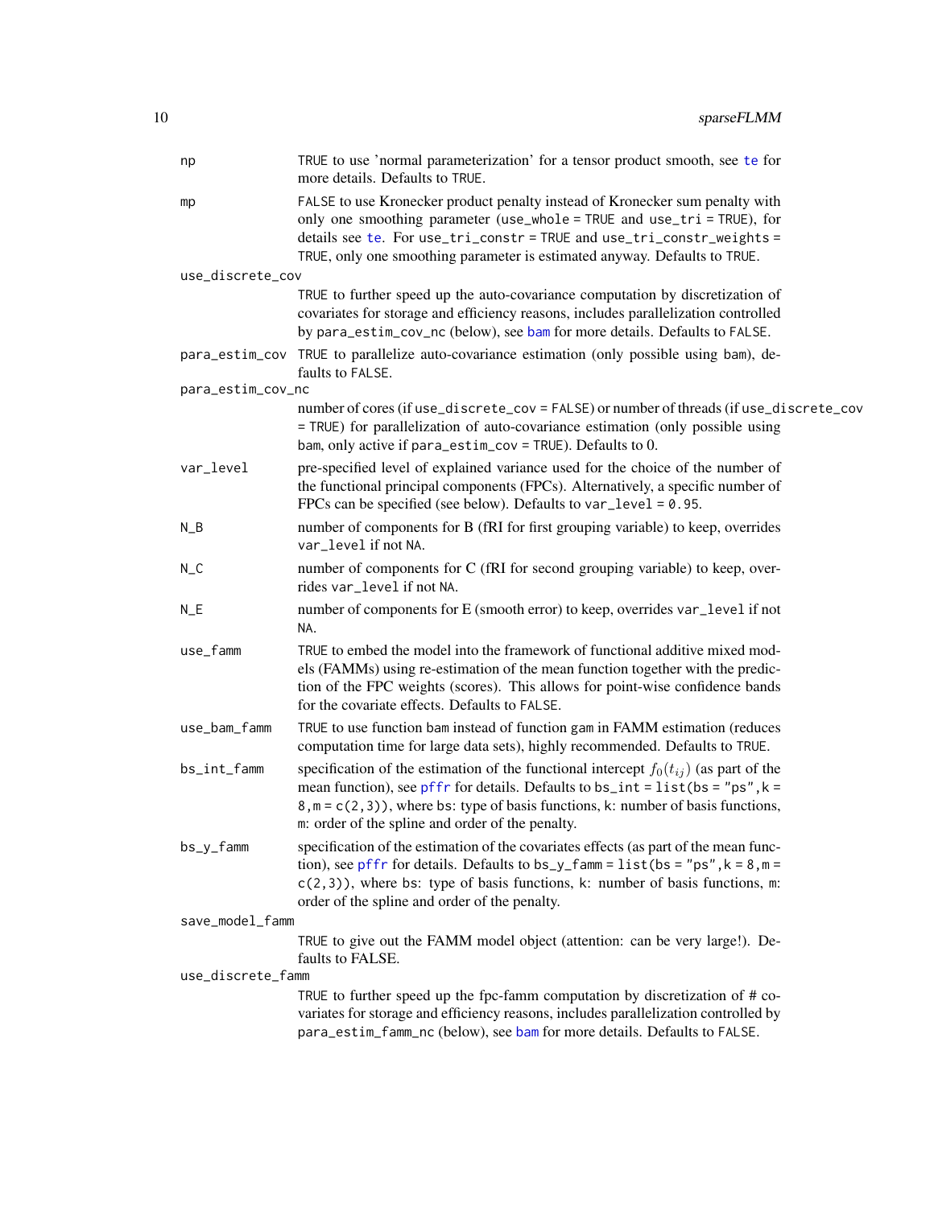| | |
|---|---|
| np | TRUE to use 'normal parameterization' for a tensor product smooth, see te for more details. Defaults to TRUE. |
| mp | FALSE to use Kronecker product penalty instead of Kronecker sum penalty with only one smoothing parameter (use_whole = TRUE and use_tri = TRUE), for details see te. For use_tri_constr = TRUE and use_tri_constr_weights = TRUE, only one smoothing parameter is estimated anyway. Defaults to TRUE. |
| use_discrete_cov | TRUE to further speed up the auto-covariance computation by discretization of covariates for storage and efficiency reasons, includes parallelization controlled by para_estim_cov_nc (below), see bam for more details. Defaults to FALSE. |
| para_estim_cov | TRUE to parallelize auto-covariance estimation (only possible using bam), defaults to FALSE. |
| para_estim_cov_nc | number of cores (if use_discrete_cov = FALSE) or number of threads (if use_discrete_cov = TRUE) for parallelization of auto-covariance estimation (only possible using bam, only active if para_estim_cov = TRUE). Defaults to 0. |
| var_level | pre-specified level of explained variance used for the choice of the number of the functional principal components (FPCs). Alternatively, a specific number of FPCs can be specified (see below). Defaults to var_level = 0.95. |
| N_B | number of components for B (fRI for first grouping variable) to keep, overrides var_level if not NA. |
| N_C | number of components for C (fRI for second grouping variable) to keep, overrides var_level if not NA. |
| N_E | number of components for E (smooth error) to keep, overrides var_level if not NA. |
| use_famm | TRUE to embed the model into the framework of functional additive mixed models (FAMMs) using re-estimation of the mean function together with the prediction of the FPC weights (scores). This allows for point-wise confidence bands for the covariate effects. Defaults to FALSE. |
| use_bam_famm | TRUE to use function bam instead of function gam in FAMM estimation (reduces computation time for large data sets), highly recommended. Defaults to TRUE. |
| bs_int_famm | specification of the estimation of the functional intercept $f_0(t_{ij})$ (as part of the mean function), see pffr for details. Defaults to bs_int = list(bs = "ps", k = 8, m = c(2,3)), where bs: type of basis functions, k: number of basis functions, m: order of the spline and order of the penalty. |
| bs_y_famm | specification of the estimation of the covariates effects (as part of the mean function), see pffr for details. Defaults to bs_y_famm = list(bs = "ps", k = 8, m = c(2,3)), where bs: type of basis functions, k: number of basis functions, m: order of the spline and order of the penalty. |
| save_model_famm | TRUE to give out the FAMM model object (attention: can be very large!). Defaults to FALSE. |
| use_discrete_famm | TRUE to further speed up the fpc-famm computation by discretization of # covariates for storage and efficiency reasons, includes parallelization controlled by para_estim_famm_nc (below), see bam for more details. Defaults to FALSE. |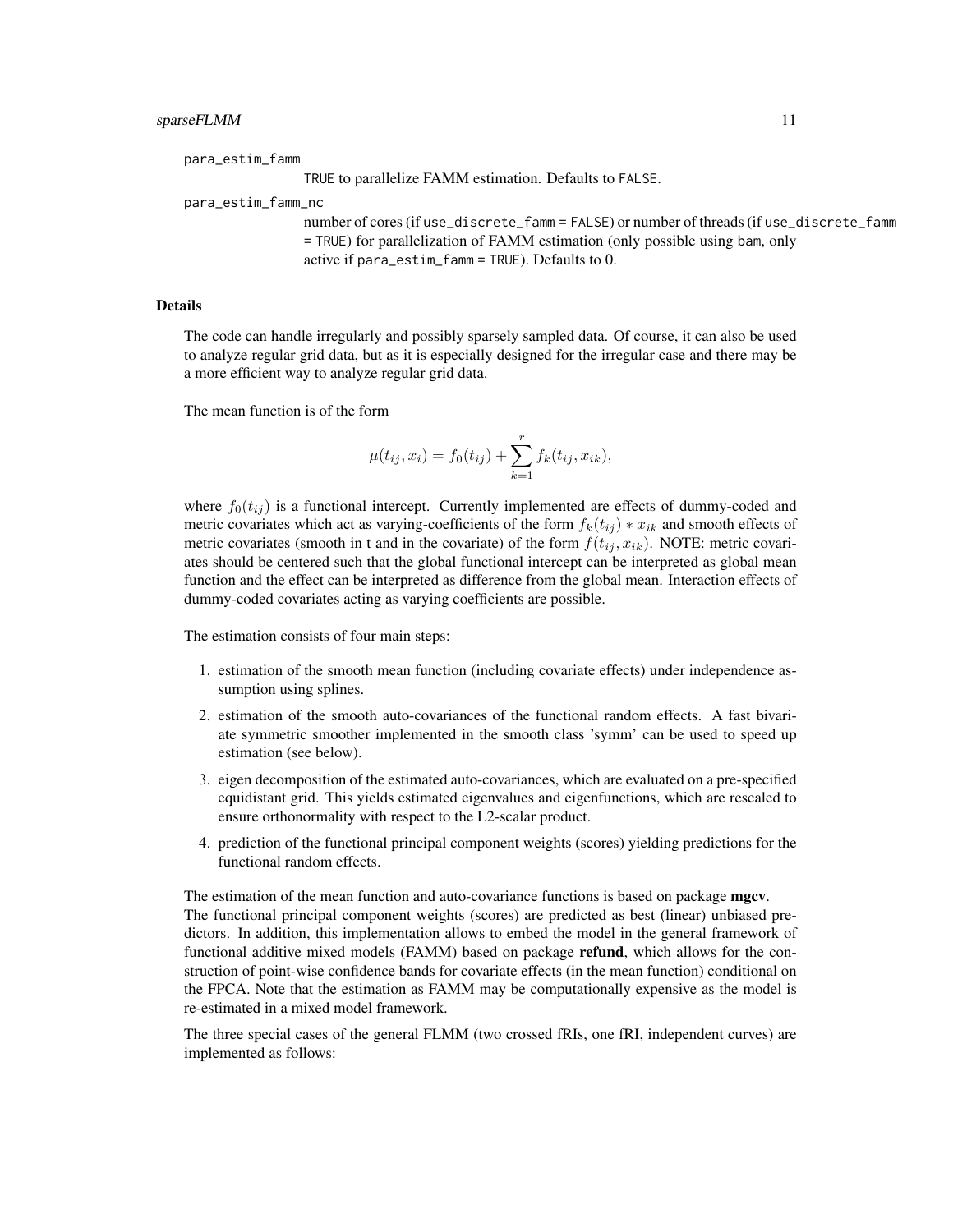para_estim_famm

TRUE to parallelize FAMM estimation. Defaults to FALSE.

para_estim_famm_nc

number of cores (if use_discrete_famm = FALSE) or number of threads (if use_discrete_famm = TRUE) for parallelization of FAMM estimation (only possible using bam, only active if para_estim_famm = TRUE). Defaults to 0.

## Details

The code can handle irregularly and possibly sparsely sampled data. Of course, it can also be used to analyze regular grid data, but as it is especially designed for the irregular case and there may be a more efficient way to analyze regular grid data.

The mean function is of the form

$$\mu(t_{ij}, x_i) = f_0(t_{ij}) + \sum_{k=1}^{r} f_k(t_{ij}, x_{ik}),$$

where $f_0(t_{ij})$ is a functional intercept. Currently implemented are effects of dummy-coded and metric covariates which act as varying-coefficients of the form $f_k(t_{ij}) * x_{ik}$ and smooth effects of metric covariates (smooth in t and in the covariate) of the form $f(t_{ij}, x_{ik})$. NOTE: metric covariates should be centered such that the global functional intercept can be interpreted as global mean function and the effect can be interpreted as difference from the global mean. Interaction effects of dummy-coded covariates acting as varying coefficients are possible.

The estimation consists of four main steps:

1. estimation of the smooth mean function (including covariate effects) under independence assumption using splines.
2. estimation of the smooth auto-covariances of the functional random effects. A fast bivariate symmetric smoother implemented in the smooth class 'symm' can be used to speed up estimation (see below).
3. eigen decomposition of the estimated auto-covariances, which are evaluated on a pre-specified equidistant grid. This yields estimated eigenvalues and eigenfunctions, which are rescaled to ensure orthonormality with respect to the L2-scalar product.
4. prediction of the functional principal component weights (scores) yielding predictions for the functional random effects.

The estimation of the mean function and auto-covariance functions is based on package **mgcv**. The functional principal component weights (scores) are predicted as best (linear) unbiased predictors. In addition, this implementation allows to embed the model in the general framework of functional additive mixed models (FAMM) based on package **refund**, which allows for the construction of point-wise confidence bands for covariate effects (in the mean function) conditional on the FPCA. Note that the estimation as FAMM may be computationally expensive as the model is re-estimated in a mixed model framework.

The three special cases of the general FLMM (two crossed fRIs, one fRI, independent curves) are implemented as follows: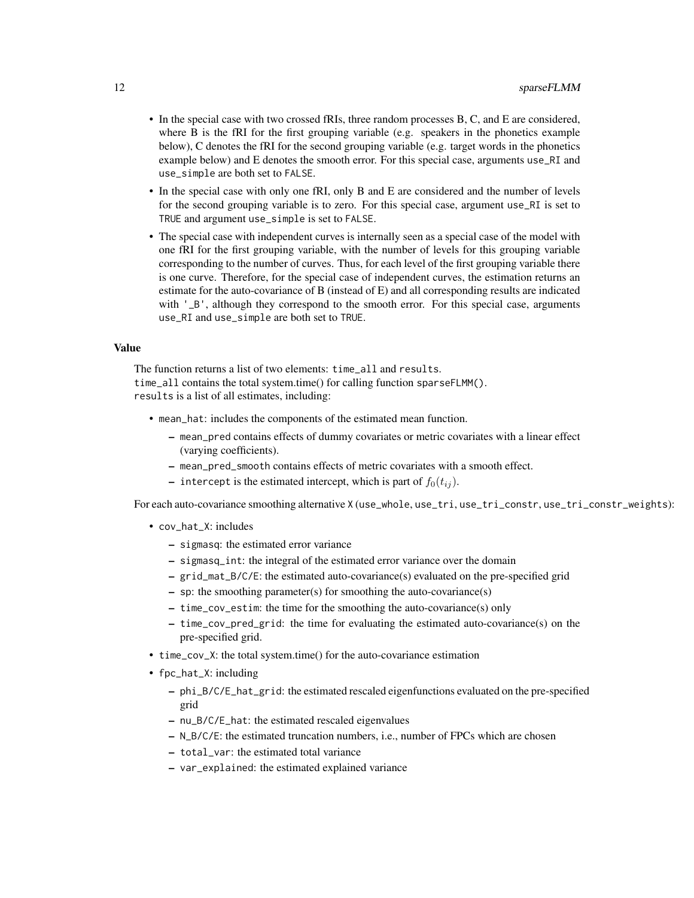- In the special case with two crossed fRIs, three random processes B, C, and E are considered, where B is the fRI for the first grouping variable (e.g. speakers in the phonetics example below), C denotes the fRI for the second grouping variable (e.g. target words in the phonetics example below) and E denotes the smooth error. For this special case, arguments `use_RI` and `use_simple` are both set to `FALSE`.
- In the special case with only one fRI, only B and E are considered and the number of levels for the second grouping variable is to zero. For this special case, argument `use_RI` is set to `TRUE` and argument `use_simple` is set to `FALSE`.
- The special case with independent curves is internally seen as a special case of the model with one fRI for the first grouping variable, with the number of levels for this grouping variable corresponding to the number of curves. Thus, for each level of the first grouping variable there is one curve. Therefore, for the special case of independent curves, the estimation returns an estimate for the auto-covariance of B (instead of E) and all corresponding results are indicated with `'_B'`, although they correspond to the smooth error. For this special case, arguments `use_RI` and `use_simple` are both set to `TRUE`.

### Value

The function returns a list of two elements: `time_all` and `results`.
`time_all` contains the total system.time() for calling function `sparseFLMM()`.
`results` is a list of all estimates, including:

- `mean_hat`: includes the components of the estimated mean function.
  - `mean_pred` contains effects of dummy covariates or metric covariates with a linear effect (varying coefficients).
  - `mean_pred_smooth` contains effects of metric covariates with a smooth effect.
  - `intercept` is the estimated intercept, which is part of $f_0(t_{ij})$.

For each auto-covariance smoothing alternative X (`use_whole`, `use_tri`, `use_tri_constr`, `use_tri_constr_weights`):

- `cov_hat_X`: includes
  - `sigmasq`: the estimated error variance
  - `sigmasq_int`: the integral of the estimated error variance over the domain
  - `grid_mat_B/C/E`: the estimated auto-covariance(s) evaluated on the pre-specified grid
  - `sp`: the smoothing parameter(s) for smoothing the auto-covariance(s)
  - `time_cov_estim`: the time for the smoothing the auto-covariance(s) only
  - `time_cov_pred_grid`: the time for evaluating the estimated auto-covariance(s) on the pre-specified grid.
- `time_cov_X`: the total system.time() for the auto-covariance estimation
- `fpc_hat_X`: including
  - `phi_B/C/E_hat_grid`: the estimated rescaled eigenfunctions evaluated on the pre-specified grid
  - `nu_B/C/E_hat`: the estimated rescaled eigenvalues
  - `N_B/C/E`: the estimated truncation numbers, i.e., number of FPCs which are chosen
  - `total_var`: the estimated total variance
  - `var_explained`: the estimated explained variance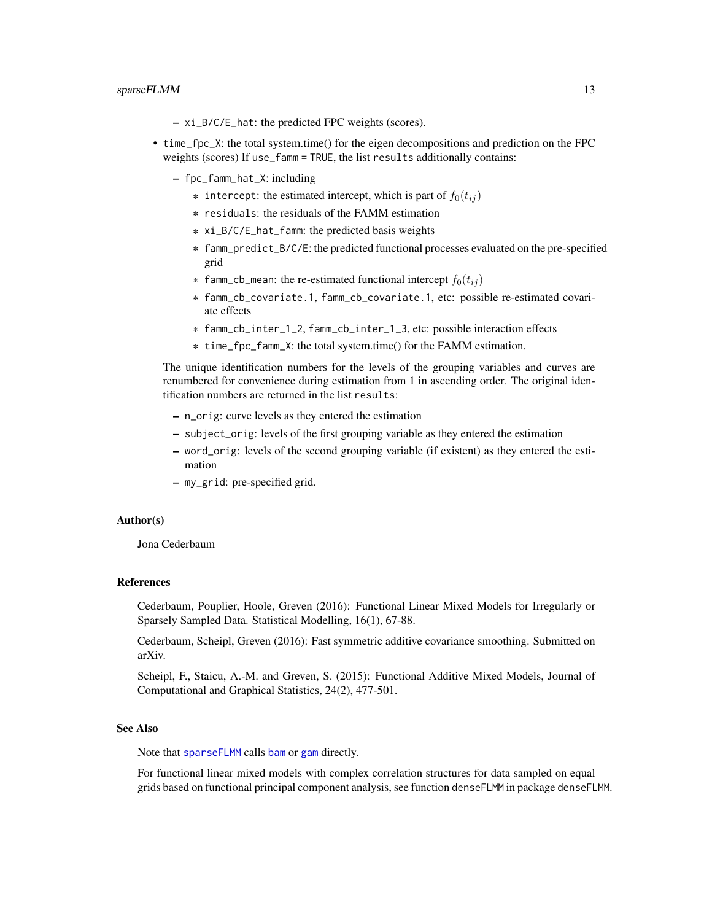- `xi_B/C/E_hat`: the predicted FPC weights (scores).

- `time_fpc_X`: the total system.time() for the eigen decompositions and prediction on the FPC weights (scores) If `use_famm = TRUE`, the list `results` additionally contains:

  - `fpc_famm_hat_X`: including
    - `intercept`: the estimated intercept, which is part of $f_0(t_{ij})$
    - `residuals`: the residuals of the FAMM estimation
    - `xi_B/C/E_hat_famm`: the predicted basis weights
    - `famm_predict_B/C/E`: the predicted functional processes evaluated on the pre-specified grid
    - `famm_cb_mean`: the re-estimated functional intercept $f_0(t_{ij})$
    - `famm_cb_covariate.1`, `famm_cb_covariate.1`, etc: possible re-estimated covariate effects
    - `famm_cb_inter_1_2`, `famm_cb_inter_1_3`, etc: possible interaction effects
    - `time_fpc_famm_X`: the total system.time() for the FAMM estimation.

  The unique identification numbers for the levels of the grouping variables and curves are renumbered for convenience during estimation from 1 in ascending order. The original identification numbers are returned in the list `results`:

  - `n_orig`: curve levels as they entered the estimation
  - `subject_orig`: levels of the first grouping variable as they entered the estimation
  - `word_orig`: levels of the second grouping variable (if existent) as they entered the estimation
  - `my_grid`: pre-specified grid.

### Author(s)

Jona Cederbaum

### References

Cederbaum, Pouplier, Hoole, Greven (2016): Functional Linear Mixed Models for Irregularly or Sparsely Sampled Data. Statistical Modelling, 16(1), 67-88.

Cederbaum, Scheipl, Greven (2016): Fast symmetric additive covariance smoothing. Submitted on arXiv.

Scheipl, F., Staicu, A.-M. and Greven, S. (2015): Functional Additive Mixed Models, Journal of Computational and Graphical Statistics, 24(2), 477-501.

### See Also

Note that `sparseFLMM` calls `bam` or `gam` directly.

For functional linear mixed models with complex correlation structures for data sampled on equal grids based on functional principal component analysis, see function `denseFLMM` in package `denseFLMM`.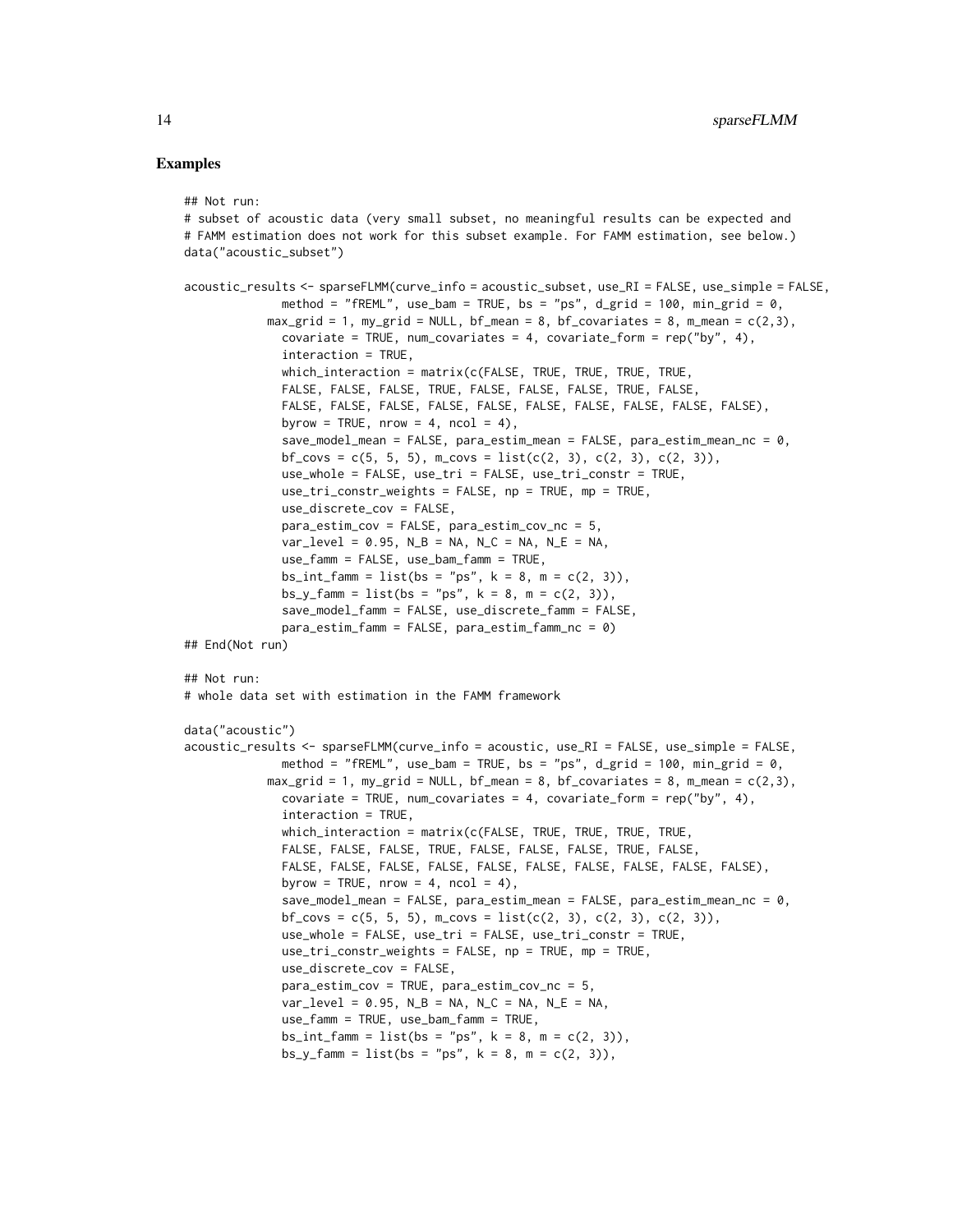## Examples

```
## Not run:
# subset of acoustic data (very small subset, no meaningful results can be expected and
# FAMM estimation does not work for this subset example. For FAMM estimation, see below.)
data("acoustic_subset")

acoustic_results <- sparseFLMM(curve_info = acoustic_subset, use_RI = FALSE, use_simple = FALSE,
              method = "fREML", use_bam = TRUE, bs = "ps", d_grid = 100, min_grid = 0,
            max_grid = 1, my_grid = NULL, bf_mean = 8, bf_covariates = 8, m_mean = c(2,3),
              covariate = TRUE, num_covariates = 4, covariate_form = rep("by", 4),
              interaction = TRUE,
              which_interaction = matrix(c(FALSE, TRUE, TRUE, TRUE, TRUE,
              FALSE, FALSE, FALSE, TRUE, FALSE, FALSE, FALSE, TRUE, FALSE,
              FALSE, FALSE, FALSE, FALSE, FALSE, FALSE, FALSE, FALSE, FALSE, FALSE),
              byrow = TRUE, nrow = 4, ncol = 4),
              save_model_mean = FALSE, para_estim_mean = FALSE, para_estim_mean_nc = 0,
              bf_covs = c(5, 5, 5), m_covs = list(c(2, 3), c(2, 3), c(2, 3)),
              use_whole = FALSE, use_tri = FALSE, use_tri_constr = TRUE,
              use_tri_constr_weights = FALSE, np = TRUE, mp = TRUE,
              use_discrete_cov = FALSE,
              para_estim_cov = FALSE, para_estim_cov_nc = 5,
              var_level = 0.95, N_B = NA, N_C = NA, N_E = NA,
              use_famm = FALSE, use_bam_famm = TRUE,
              bs_int_famm = list(bs = "ps", k = 8, m = c(2, 3)),
              bs_y_famm = list(bs = "ps", k = 8, m = c(2, 3)),
              save_model_famm = FALSE, use_discrete_famm = FALSE,
              para_estim_famm = FALSE, para_estim_famm_nc = 0)
## End(Not run)

## Not run:
# whole data set with estimation in the FAMM framework

data("acoustic")
acoustic_results <- sparseFLMM(curve_info = acoustic, use_RI = FALSE, use_simple = FALSE,
              method = "fREML", use_bam = TRUE, bs = "ps", d_grid = 100, min_grid = 0,
            max_grid = 1, my_grid = NULL, bf_mean = 8, bf_covariates = 8, m_mean = c(2,3),
              covariate = TRUE, num_covariates = 4, covariate_form = rep("by", 4),
              interaction = TRUE,
              which_interaction = matrix(c(FALSE, TRUE, TRUE, TRUE, TRUE,
              FALSE, FALSE, FALSE, TRUE, FALSE, FALSE, FALSE, TRUE, FALSE,
              FALSE, FALSE, FALSE, FALSE, FALSE, FALSE, FALSE, FALSE, FALSE, FALSE),
              byrow = TRUE, nrow = 4, ncol = 4),
              save_model_mean = FALSE, para_estim_mean = FALSE, para_estim_mean_nc = 0,
              bf_covs = c(5, 5, 5), m_covs = list(c(2, 3), c(2, 3), c(2, 3)),
              use_whole = FALSE, use_tri = FALSE, use_tri_constr = TRUE,
              use_tri_constr_weights = FALSE, np = TRUE, mp = TRUE,
              use_discrete_cov = FALSE,
              para_estim_cov = TRUE, para_estim_cov_nc = 5,
              var_level = 0.95, N_B = NA, N_C = NA, N_E = NA,
              use_famm = TRUE, use_bam_famm = TRUE,
              bs_int_famm = list(bs = "ps", k = 8, m = c(2, 3)),
              bs_y_famm = list(bs = "ps", k = 8, m = c(2, 3)),
```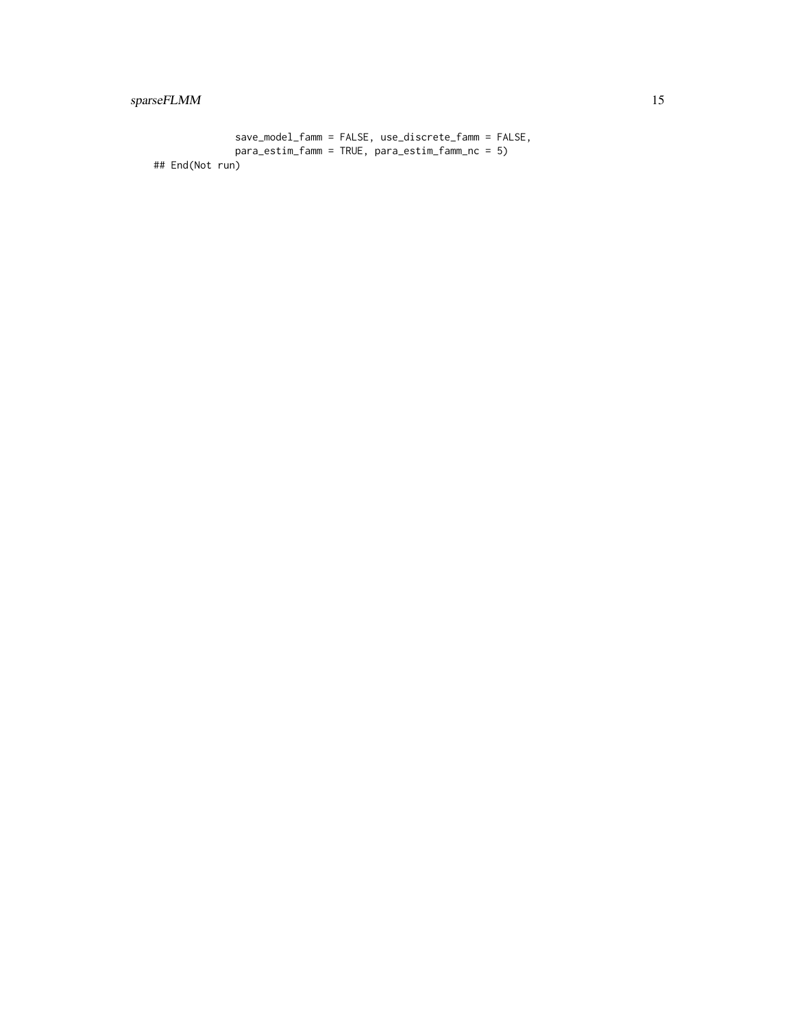```
             save_model_famm = FALSE, use_discrete_famm = FALSE,
             para_estim_famm = TRUE, para_estim_famm_nc = 5)
## End(Not run)
```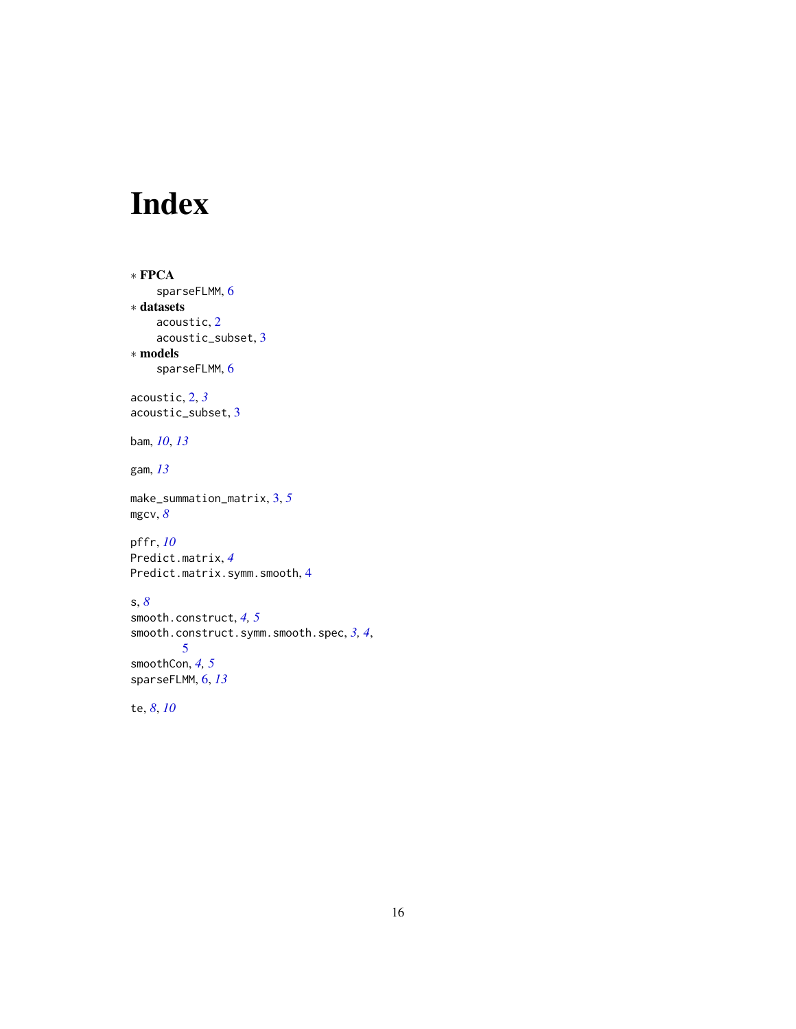# Index

* **FPCA**
    sparseFLMM, 6
* **datasets**
    acoustic, 2
    acoustic_subset, 3
* **models**
    sparseFLMM, 6

acoustic, 2, *3*
acoustic_subset, 3

bam, *10*, *13*

gam, *13*

make_summation_matrix, 3, *5*
mgcv, *8*

pffr, *10*
Predict.matrix, *4*
Predict.matrix.symm.smooth, 4

s, *8*
smooth.construct, *4, 5*
smooth.construct.symm.smooth.spec, *3, 4*, 5
smoothCon, *4, 5*
sparseFLMM, 6, *13*

te, *8*, *10*